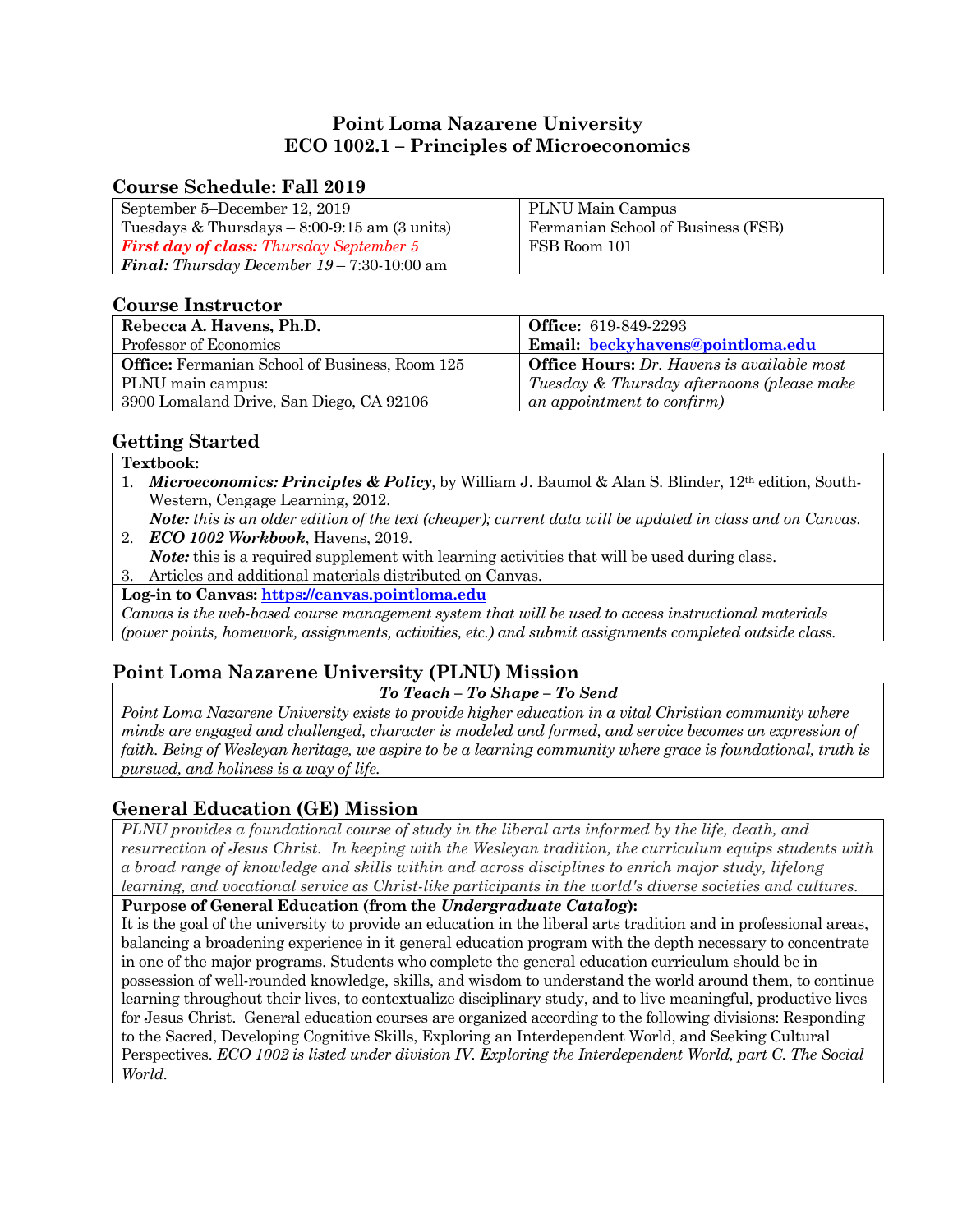# Point Loma Nazarene University
# ECO 1002.1 – Principles of Microeconomics

## Course Schedule: Fall 2019

| | |
|---|---|
| September 5–December 12, 2019<br>Tuesdays & Thursdays – 8:00-9:15 am (3 units)<br>***First day of class:*** *Thursday September 5*<br>***Final:*** *Thursday December 19* – 7:30-10:00 am | PLNU Main Campus<br>Fermanian School of Business (FSB)<br>FSB Room 101 |

## Course Instructor

| | |
|---|---|
| **Rebecca A. Havens, Ph.D.**<br>Professor of Economics | **Office:** 619-849-2293<br>**Email: [beckyhavens@pointloma.edu](mailto:beckyhavens@pointloma.edu)** |
| **Office:** Fermanian School of Business, Room 125<br>PLNU main campus:<br>3900 Lomaland Drive, San Diego, CA 92106 | **Office Hours:** *Dr. Havens is available most Tuesday & Thursday afternoons (please make an appointment to confirm)* |

## Getting Started

**Textbook:**

1. ***Microeconomics: Principles & Policy***, by William J. Baumol & Alan S. Blinder, 12th edition, South-Western, Cengage Learning, 2012.
   ***Note:*** *this is an older edition of the text (cheaper); current data will be updated in class and on Canvas.*
2. ***ECO 1002 Workbook***, Havens, 2019.
   ***Note:*** this is a required supplement with learning activities that will be used during class.
3. Articles and additional materials distributed on Canvas.

**Log-in to Canvas: [https://canvas.pointloma.edu](https://canvas.pointloma.edu)**

*Canvas is the web-based course management system that will be used to access instructional materials (power points, homework, assignments, activities, etc.) and submit assignments completed outside class.*

## Point Loma Nazarene University (PLNU) Mission

***To Teach – To Shape – To Send***

*Point Loma Nazarene University exists to provide higher education in a vital Christian community where minds are engaged and challenged, character is modeled and formed, and service becomes an expression of faith. Being of Wesleyan heritage, we aspire to be a learning community where grace is foundational, truth is pursued, and holiness is a way of life.*

## General Education (GE) Mission

*PLNU provides a foundational course of study in the liberal arts informed by the life, death, and resurrection of Jesus Christ. In keeping with the Wesleyan tradition, the curriculum equips students with a broad range of knowledge and skills within and across disciplines to enrich major study, lifelong learning, and vocational service as Christ-like participants in the world's diverse societies and cultures.*

**Purpose of General Education (from the *Undergraduate Catalog*):**

It is the goal of the university to provide an education in the liberal arts tradition and in professional areas, balancing a broadening experience in it general education program with the depth necessary to concentrate in one of the major programs. Students who complete the general education curriculum should be in possession of well-rounded knowledge, skills, and wisdom to understand the world around them, to continue learning throughout their lives, to contextualize disciplinary study, and to live meaningful, productive lives for Jesus Christ. General education courses are organized according to the following divisions: Responding to the Sacred, Developing Cognitive Skills, Exploring an Interdependent World, and Seeking Cultural Perspectives. *ECO 1002 is listed under division IV. Exploring the Interdependent World, part C. The Social World.*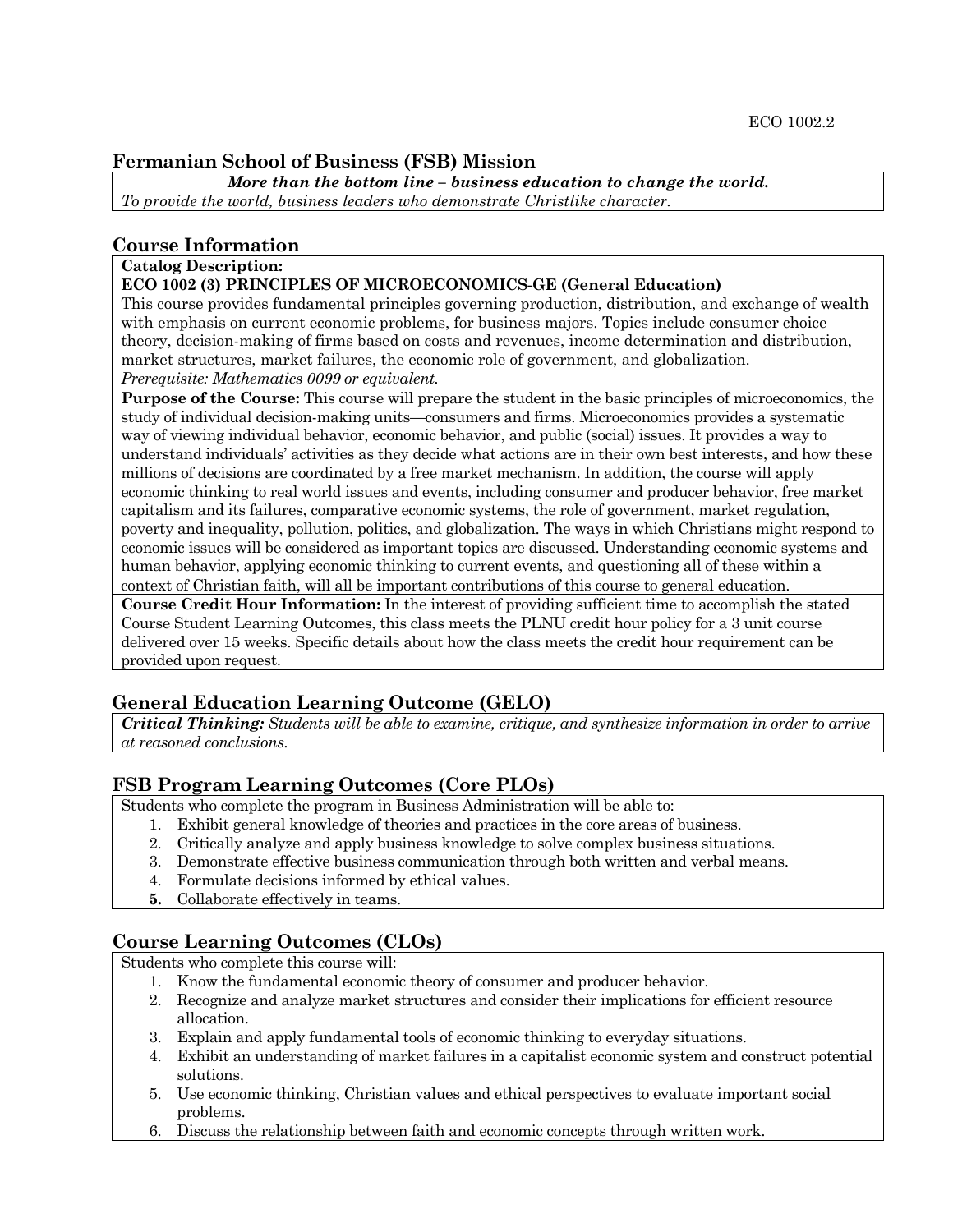## Fermanian School of Business (FSB) Mission

***More than the bottom line – business education to change the world.***
*To provide the world, business leaders who demonstrate Christlike character.*

## Course Information

**Catalog Description:**
**ECO 1002 (3) PRINCIPLES OF MICROECONOMICS-GE (General Education)**
This course provides fundamental principles governing production, distribution, and exchange of wealth with emphasis on current economic problems, for business majors. Topics include consumer choice theory, decision-making of firms based on costs and revenues, income determination and distribution, market structures, market failures, the economic role of government, and globalization.
*Prerequisite: Mathematics 0099 or equivalent.*

**Purpose of the Course:** This course will prepare the student in the basic principles of microeconomics, the study of individual decision-making units—consumers and firms. Microeconomics provides a systematic way of viewing individual behavior, economic behavior, and public (social) issues. It provides a way to understand individuals' activities as they decide what actions are in their own best interests, and how these millions of decisions are coordinated by a free market mechanism. In addition, the course will apply economic thinking to real world issues and events, including consumer and producer behavior, free market capitalism and its failures, comparative economic systems, the role of government, market regulation, poverty and inequality, pollution, politics, and globalization. The ways in which Christians might respond to economic issues will be considered as important topics are discussed. Understanding economic systems and human behavior, applying economic thinking to current events, and questioning all of these within a context of Christian faith, will all be important contributions of this course to general education.

**Course Credit Hour Information:** In the interest of providing sufficient time to accomplish the stated Course Student Learning Outcomes, this class meets the PLNU credit hour policy for a 3 unit course delivered over 15 weeks. Specific details about how the class meets the credit hour requirement can be provided upon request.

## General Education Learning Outcome (GELO)

***Critical Thinking:*** *Students will be able to examine, critique, and synthesize information in order to arrive at reasoned conclusions.*

## FSB Program Learning Outcomes (Core PLOs)

Students who complete the program in Business Administration will be able to:

1. Exhibit general knowledge of theories and practices in the core areas of business.
2. Critically analyze and apply business knowledge to solve complex business situations.
3. Demonstrate effective business communication through both written and verbal means.
4. Formulate decisions informed by ethical values.
5. Collaborate effectively in teams.

## Course Learning Outcomes (CLOs)

Students who complete this course will:

1. Know the fundamental economic theory of consumer and producer behavior.
2. Recognize and analyze market structures and consider their implications for efficient resource allocation.
3. Explain and apply fundamental tools of economic thinking to everyday situations.
4. Exhibit an understanding of market failures in a capitalist economic system and construct potential solutions.
5. Use economic thinking, Christian values and ethical perspectives to evaluate important social problems.
6. Discuss the relationship between faith and economic concepts through written work.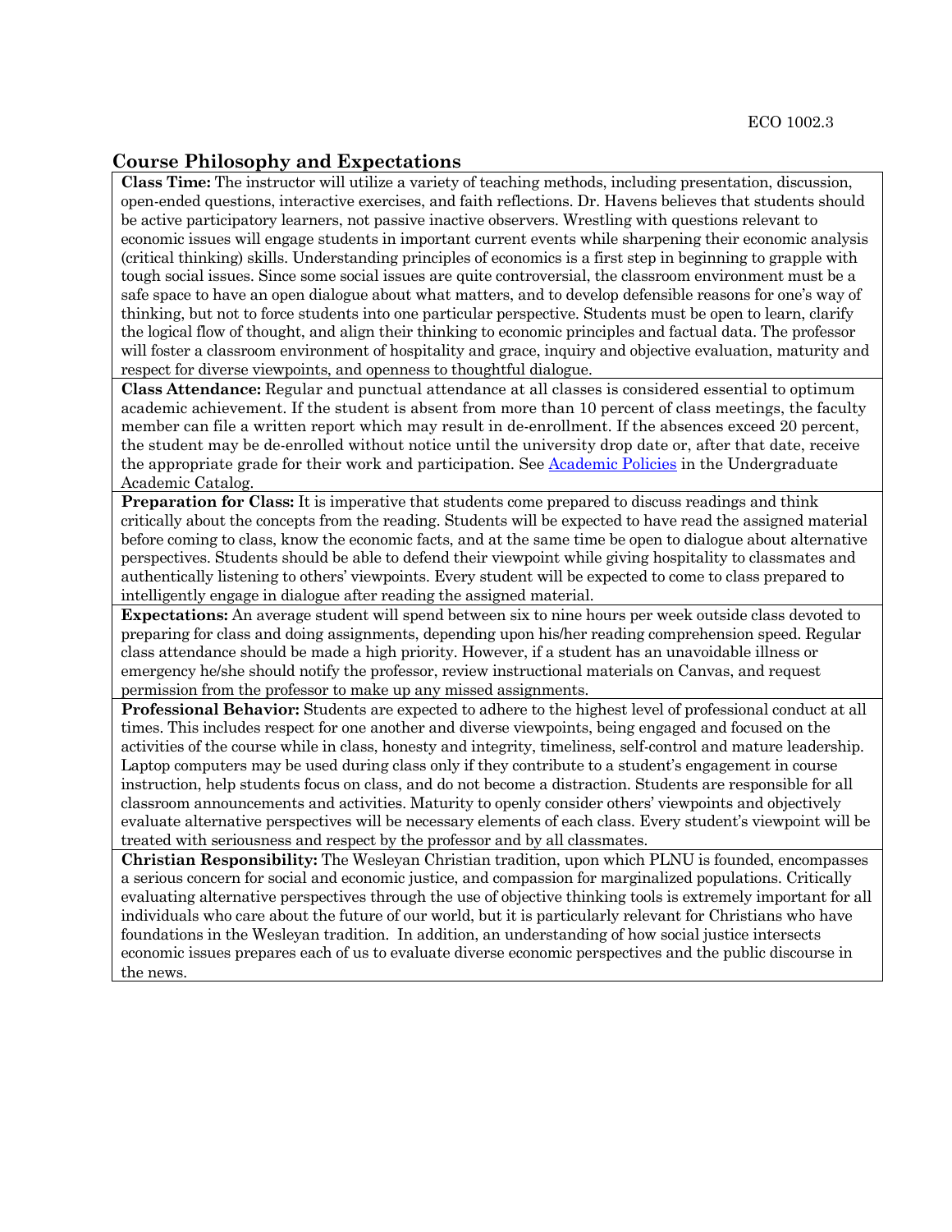## Course Philosophy and Expectations

**Class Time:** The instructor will utilize a variety of teaching methods, including presentation, discussion, open-ended questions, interactive exercises, and faith reflections. Dr. Havens believes that students should be active participatory learners, not passive inactive observers. Wrestling with questions relevant to economic issues will engage students in important current events while sharpening their economic analysis (critical thinking) skills. Understanding principles of economics is a first step in beginning to grapple with tough social issues. Since some social issues are quite controversial, the classroom environment must be a safe space to have an open dialogue about what matters, and to develop defensible reasons for one's way of thinking, but not to force students into one particular perspective. Students must be open to learn, clarify the logical flow of thought, and align their thinking to economic principles and factual data. The professor will foster a classroom environment of hospitality and grace, inquiry and objective evaluation, maturity and respect for diverse viewpoints, and openness to thoughtful dialogue.

**Class Attendance:** Regular and punctual attendance at all classes is considered essential to optimum academic achievement. If the student is absent from more than 10 percent of class meetings, the faculty member can file a written report which may result in de-enrollment. If the absences exceed 20 percent, the student may be de-enrolled without notice until the university drop date or, after that date, receive the appropriate grade for their work and participation. See [Academic Policies] in the Undergraduate Academic Catalog.

**Preparation for Class:** It is imperative that students come prepared to discuss readings and think critically about the concepts from the reading. Students will be expected to have read the assigned material before coming to class, know the economic facts, and at the same time be open to dialogue about alternative perspectives. Students should be able to defend their viewpoint while giving hospitality to classmates and authentically listening to others' viewpoints. Every student will be expected to come to class prepared to intelligently engage in dialogue after reading the assigned material.

**Expectations:** An average student will spend between six to nine hours per week outside class devoted to preparing for class and doing assignments, depending upon his/her reading comprehension speed. Regular class attendance should be made a high priority. However, if a student has an unavoidable illness or emergency he/she should notify the professor, review instructional materials on Canvas, and request permission from the professor to make up any missed assignments.

**Professional Behavior:** Students are expected to adhere to the highest level of professional conduct at all times. This includes respect for one another and diverse viewpoints, being engaged and focused on the activities of the course while in class, honesty and integrity, timeliness, self-control and mature leadership. Laptop computers may be used during class only if they contribute to a student's engagement in course instruction, help students focus on class, and do not become a distraction. Students are responsible for all classroom announcements and activities. Maturity to openly consider others' viewpoints and objectively evaluate alternative perspectives will be necessary elements of each class. Every student's viewpoint will be treated with seriousness and respect by the professor and by all classmates.

**Christian Responsibility:** The Wesleyan Christian tradition, upon which PLNU is founded, encompasses a serious concern for social and economic justice, and compassion for marginalized populations. Critically evaluating alternative perspectives through the use of objective thinking tools is extremely important for all individuals who care about the future of our world, but it is particularly relevant for Christians who have foundations in the Wesleyan tradition. In addition, an understanding of how social justice intersects economic issues prepares each of us to evaluate diverse economic perspectives and the public discourse in the news.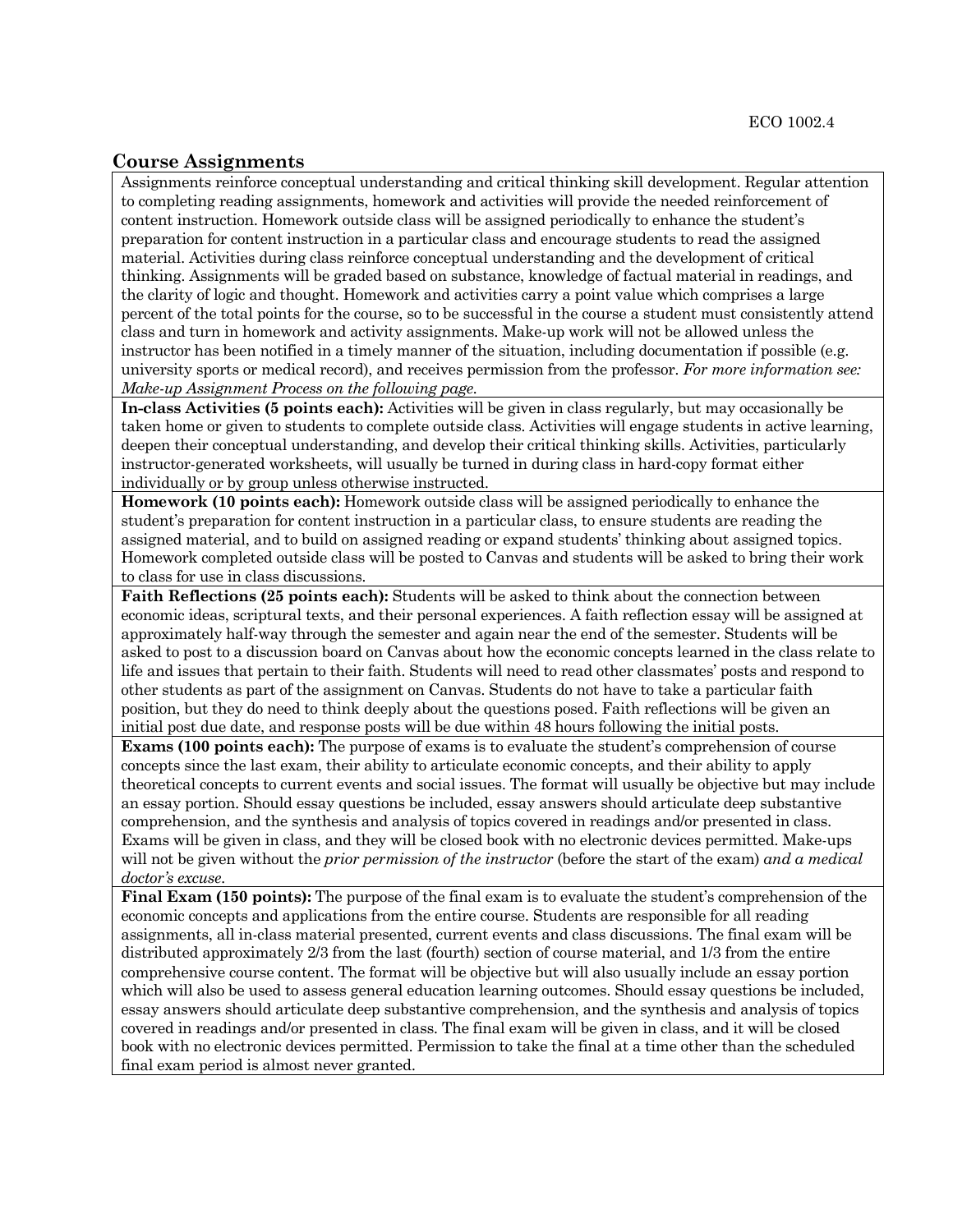## Course Assignments

Assignments reinforce conceptual understanding and critical thinking skill development. Regular attention to completing reading assignments, homework and activities will provide the needed reinforcement of content instruction. Homework outside class will be assigned periodically to enhance the student's preparation for content instruction in a particular class and encourage students to read the assigned material. Activities during class reinforce conceptual understanding and the development of critical thinking. Assignments will be graded based on substance, knowledge of factual material in readings, and the clarity of logic and thought. Homework and activities carry a point value which comprises a large percent of the total points for the course, so to be successful in the course a student must consistently attend class and turn in homework and activity assignments. Make-up work will not be allowed unless the instructor has been notified in a timely manner of the situation, including documentation if possible (e.g. university sports or medical record), and receives permission from the professor. *For more information see: Make-up Assignment Process on the following page.*

**In-class Activities (5 points each):** Activities will be given in class regularly, but may occasionally be taken home or given to students to complete outside class. Activities will engage students in active learning, deepen their conceptual understanding, and develop their critical thinking skills. Activities, particularly instructor-generated worksheets, will usually be turned in during class in hard-copy format either individually or by group unless otherwise instructed.

**Homework (10 points each):** Homework outside class will be assigned periodically to enhance the student's preparation for content instruction in a particular class, to ensure students are reading the assigned material, and to build on assigned reading or expand students' thinking about assigned topics. Homework completed outside class will be posted to Canvas and students will be asked to bring their work to class for use in class discussions.

**Faith Reflections (25 points each):** Students will be asked to think about the connection between economic ideas, scriptural texts, and their personal experiences. A faith reflection essay will be assigned at approximately half-way through the semester and again near the end of the semester. Students will be asked to post to a discussion board on Canvas about how the economic concepts learned in the class relate to life and issues that pertain to their faith. Students will need to read other classmates' posts and respond to other students as part of the assignment on Canvas. Students do not have to take a particular faith position, but they do need to think deeply about the questions posed. Faith reflections will be given an initial post due date, and response posts will be due within 48 hours following the initial posts.

**Exams (100 points each):** The purpose of exams is to evaluate the student's comprehension of course concepts since the last exam, their ability to articulate economic concepts, and their ability to apply theoretical concepts to current events and social issues. The format will usually be objective but may include an essay portion. Should essay questions be included, essay answers should articulate deep substantive comprehension, and the synthesis and analysis of topics covered in readings and/or presented in class. Exams will be given in class, and they will be closed book with no electronic devices permitted. Make-ups will not be given without the *prior permission of the instructor* (before the start of the exam) *and a medical doctor's excuse.*

**Final Exam (150 points):** The purpose of the final exam is to evaluate the student's comprehension of the economic concepts and applications from the entire course. Students are responsible for all reading assignments, all in-class material presented, current events and class discussions. The final exam will be distributed approximately 2/3 from the last (fourth) section of course material, and 1/3 from the entire comprehensive course content. The format will be objective but will also usually include an essay portion which will also be used to assess general education learning outcomes. Should essay questions be included, essay answers should articulate deep substantive comprehension, and the synthesis and analysis of topics covered in readings and/or presented in class. The final exam will be given in class, and it will be closed book with no electronic devices permitted. Permission to take the final at a time other than the scheduled final exam period is almost never granted.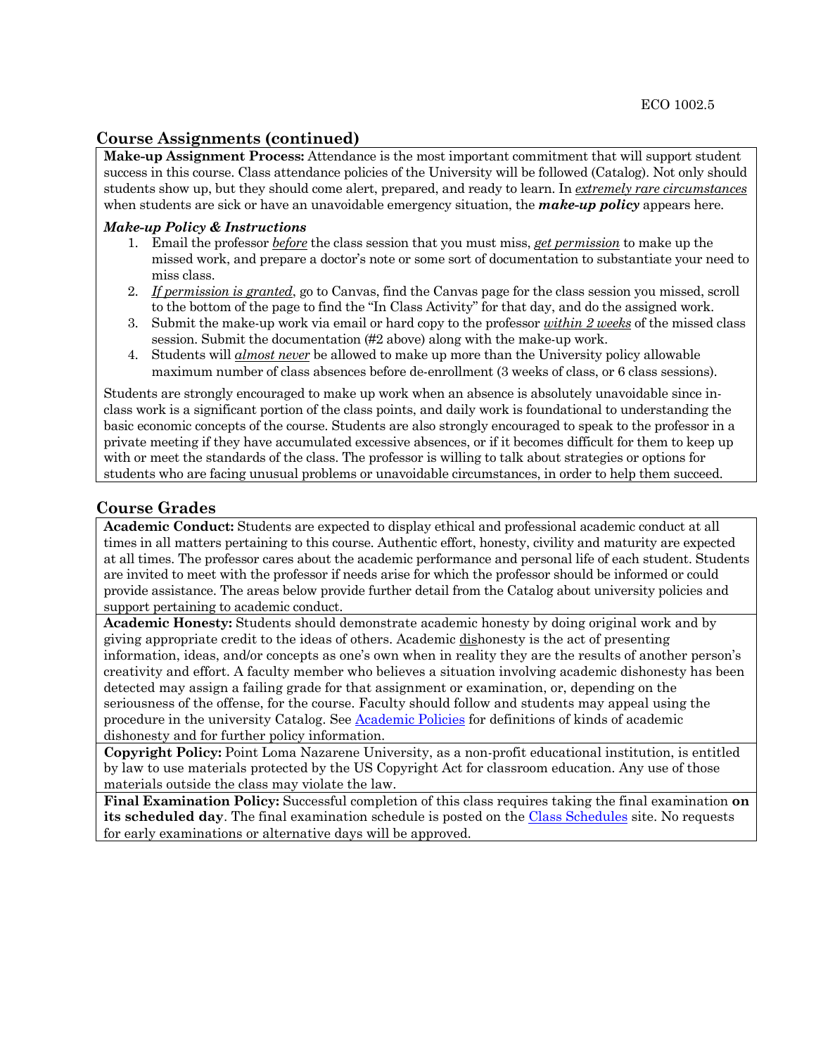## Course Assignments (continued)

**Make-up Assignment Process:** Attendance is the most important commitment that will support student success in this course. Class attendance policies of the University will be followed (Catalog). Not only should students show up, but they should come alert, prepared, and ready to learn. In *extremely rare circumstances* when students are sick or have an unavoidable emergency situation, the ***make-up policy*** appears here.

***Make-up Policy & Instructions***

1. Email the professor *before* the class session that you must miss, *get permission* to make up the missed work, and prepare a doctor's note or some sort of documentation to substantiate your need to miss class.
2. *If permission is granted*, go to Canvas, find the Canvas page for the class session you missed, scroll to the bottom of the page to find the "In Class Activity" for that day, and do the assigned work.
3. Submit the make-up work via email or hard copy to the professor *within 2 weeks* of the missed class session. Submit the documentation (#2 above) along with the make-up work.
4. Students will *almost never* be allowed to make up more than the University policy allowable maximum number of class absences before de-enrollment (3 weeks of class, or 6 class sessions).

Students are strongly encouraged to make up work when an absence is absolutely unavoidable since in-class work is a significant portion of the class points, and daily work is foundational to understanding the basic economic concepts of the course. Students are also strongly encouraged to speak to the professor in a private meeting if they have accumulated excessive absences, or if it becomes difficult for them to keep up with or meet the standards of the class. The professor is willing to talk about strategies or options for students who are facing unusual problems or unavoidable circumstances, in order to help them succeed.

## Course Grades

**Academic Conduct:** Students are expected to display ethical and professional academic conduct at all times in all matters pertaining to this course. Authentic effort, honesty, civility and maturity are expected at all times. The professor cares about the academic performance and personal life of each student. Students are invited to meet with the professor if needs arise for which the professor should be informed or could provide assistance. The areas below provide further detail from the Catalog about university policies and support pertaining to academic conduct.

**Academic Honesty:** Students should demonstrate academic honesty by doing original work and by giving appropriate credit to the ideas of others. Academic dishonesty is the act of presenting information, ideas, and/or concepts as one's own when in reality they are the results of another person's creativity and effort. A faculty member who believes a situation involving academic dishonesty has been detected may assign a failing grade for that assignment or examination, or, depending on the seriousness of the offense, for the course. Faculty should follow and students may appeal using the procedure in the university Catalog. See Academic Policies for definitions of kinds of academic dishonesty and for further policy information.

**Copyright Policy:** Point Loma Nazarene University, as a non-profit educational institution, is entitled by law to use materials protected by the US Copyright Act for classroom education. Any use of those materials outside the class may violate the law.

**Final Examination Policy:** Successful completion of this class requires taking the final examination **on its scheduled day**. The final examination schedule is posted on the Class Schedules site. No requests for early examinations or alternative days will be approved.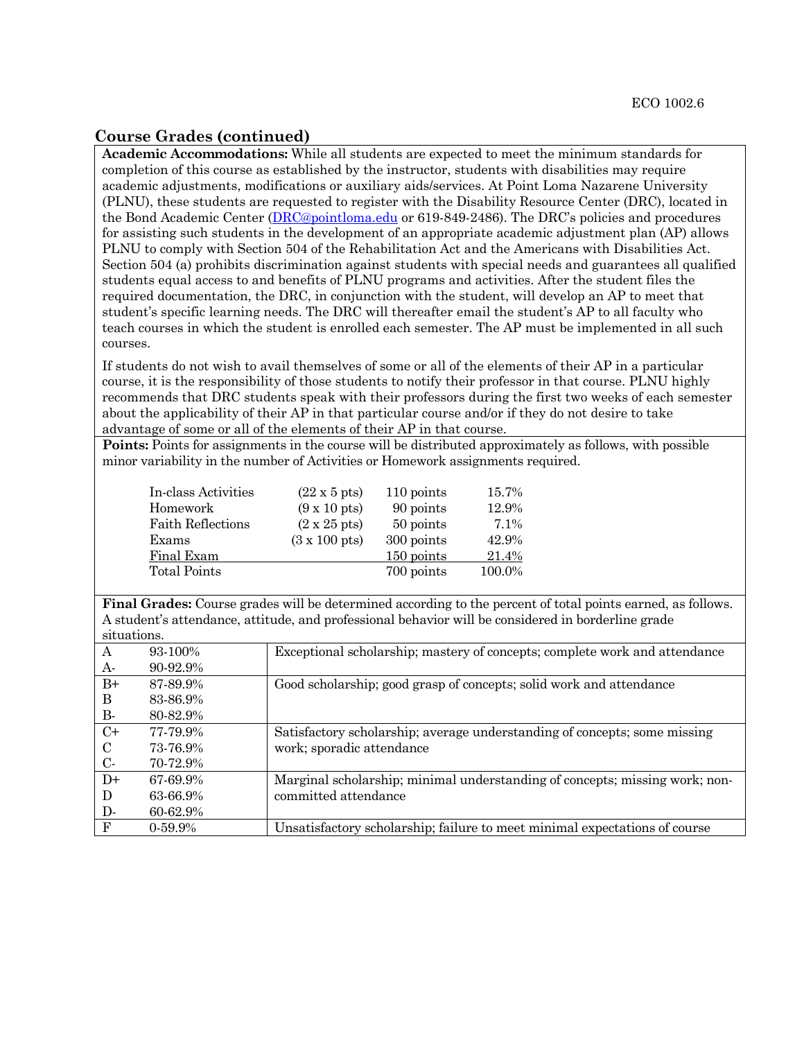## Course Grades (continued)

**Academic Accommodations:** While all students are expected to meet the minimum standards for completion of this course as established by the instructor, students with disabilities may require academic adjustments, modifications or auxiliary aids/services. At Point Loma Nazarene University (PLNU), these students are requested to register with the Disability Resource Center (DRC), located in the Bond Academic Center (DRC@pointloma.edu or 619-849-2486). The DRC's policies and procedures for assisting such students in the development of an appropriate academic adjustment plan (AP) allows PLNU to comply with Section 504 of the Rehabilitation Act and the Americans with Disabilities Act. Section 504 (a) prohibits discrimination against students with special needs and guarantees all qualified students equal access to and benefits of PLNU programs and activities. After the student files the required documentation, the DRC, in conjunction with the student, will develop an AP to meet that student's specific learning needs. The DRC will thereafter email the student's AP to all faculty who teach courses in which the student is enrolled each semester. The AP must be implemented in all such courses.

If students do not wish to avail themselves of some or all of the elements of their AP in a particular course, it is the responsibility of those students to notify their professor in that course. PLNU highly recommends that DRC students speak with their professors during the first two weeks of each semester about the applicability of their AP in that particular course and/or if they do not desire to take advantage of some or all of the elements of their AP in that course.

**Points:** Points for assignments in the course will be distributed approximately as follows, with possible minor variability in the number of Activities or Homework assignments required.

| Component | Breakdown | Points | Percent |
|---|---|---|---|
| In-class Activities | (22 x 5 pts) | 110 points | 15.7% |
| Homework | (9 x 10 pts) | 90 points | 12.9% |
| Faith Reflections | (2 x 25 pts) | 50 points | 7.1% |
| Exams | (3 x 100 pts) | 300 points | 42.9% |
| Final Exam | | 150 points | 21.4% |
| Total Points | | 700 points | 100.0% |

**Final Grades:** Course grades will be determined according to the percent of total points earned, as follows. A student's attendance, attitude, and professional behavior will be considered in borderline grade situations.

| Grade | Percent | Description |
|---|---|---|
| A | 93-100% | Exceptional scholarship; mastery of concepts; complete work and attendance |
| A- | 90-92.9% | |
| B+ | 87-89.9% | Good scholarship; good grasp of concepts; solid work and attendance |
| B | 83-86.9% | |
| B- | 80-82.9% | |
| C+ | 77-79.9% | Satisfactory scholarship; average understanding of concepts; some missing work; sporadic attendance |
| C | 73-76.9% | |
| C- | 70-72.9% | |
| D+ | 67-69.9% | Marginal scholarship; minimal understanding of concepts; missing work; non-committed attendance |
| D | 63-66.9% | |
| D- | 60-62.9% | |
| F | 0-59.9% | Unsatisfactory scholarship; failure to meet minimal expectations of course |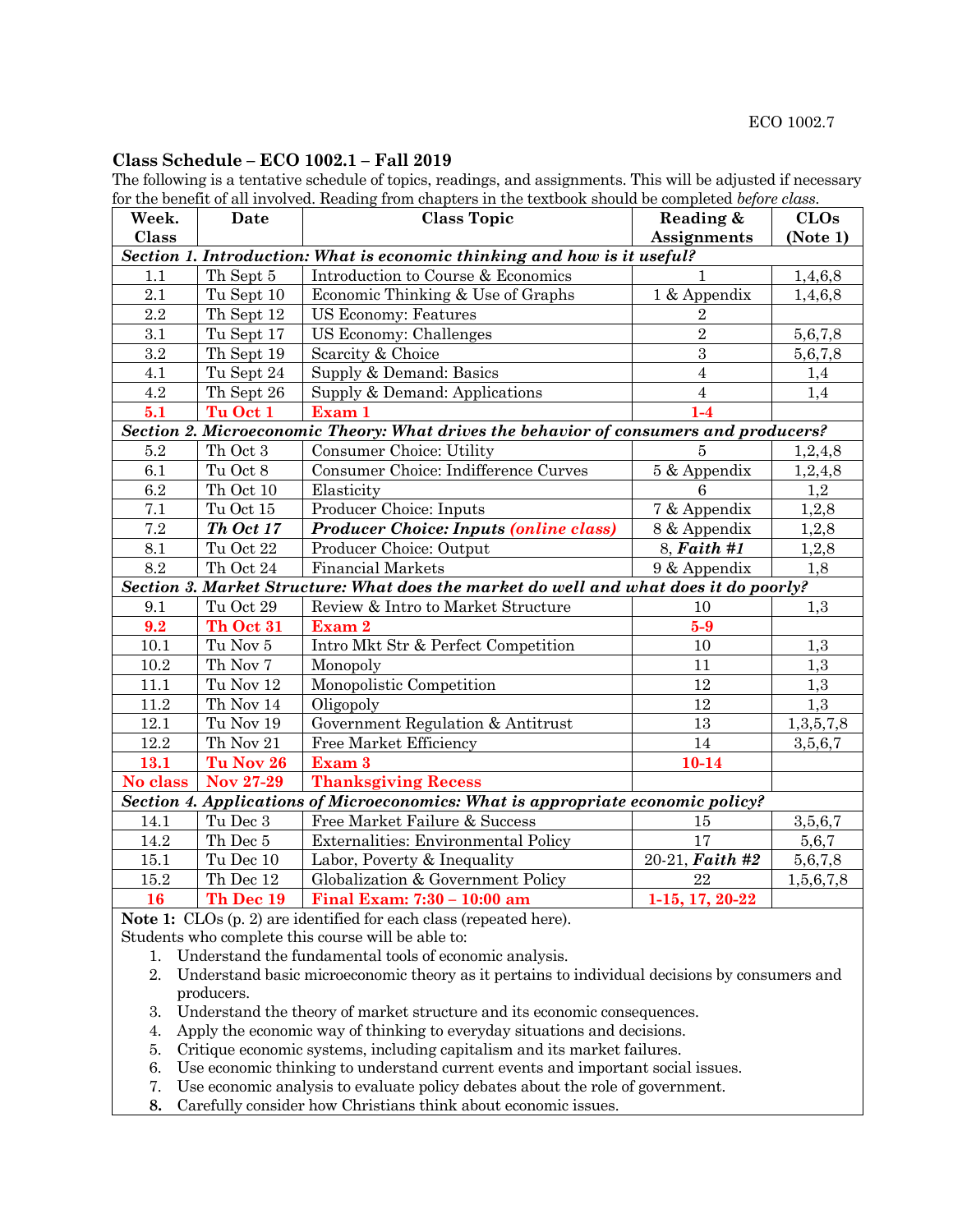## Class Schedule – ECO 1002.1 – Fall 2019

The following is a tentative schedule of topics, readings, and assignments. This will be adjusted if necessary for the benefit of all involved. Reading from chapters in the textbook should be completed *before class*.

| Week. Class | Date | Class Topic | Reading & Assignments | CLOs (Note 1) |
|---|---|---|---|---|
| ***Section 1. Introduction: What is economic thinking and how is it useful?*** | | | | |
| 1.1 | Th Sept 5 | Introduction to Course & Economics | 1 | 1,4,6,8 |
| 2.1 | Tu Sept 10 | Economic Thinking & Use of Graphs | 1 & Appendix | 1,4,6,8 |
| 2.2 | Th Sept 12 | US Economy: Features | 2 | |
| 3.1 | Tu Sept 17 | US Economy: Challenges | 2 | 5,6,7,8 |
| 3.2 | Th Sept 19 | Scarcity & Choice | 3 | 5,6,7,8 |
| 4.1 | Tu Sept 24 | Supply & Demand: Basics | 4 | 1,4 |
| 4.2 | Th Sept 26 | Supply & Demand: Applications | 4 | 1,4 |
| **5.1** | **Tu Oct 1** | **Exam 1** | **1-4** | |
| ***Section 2. Microeconomic Theory: What drives the behavior of consumers and producers?*** | | | | |
| 5.2 | Th Oct 3 | Consumer Choice: Utility | 5 | 1,2,4,8 |
| 6.1 | Tu Oct 8 | Consumer Choice: Indifference Curves | 5 & Appendix | 1,2,4,8 |
| 6.2 | Th Oct 10 | Elasticity | 6 | 1,2 |
| 7.1 | Tu Oct 15 | Producer Choice: Inputs | 7 & Appendix | 1,2,8 |
| 7.2 | ***Th Oct 17*** | ***Producer Choice: Inputs (online class)*** | 8 & Appendix | 1,2,8 |
| 8.1 | Tu Oct 22 | Producer Choice: Output | 8, ***Faith #1*** | 1,2,8 |
| 8.2 | Th Oct 24 | Financial Markets | 9 & Appendix | 1,8 |
| ***Section 3. Market Structure: What does the market do well and what does it do poorly?*** | | | | |
| 9.1 | Tu Oct 29 | Review & Intro to Market Structure | 10 | 1,3 |
| **9.2** | **Th Oct 31** | **Exam 2** | **5-9** | |
| 10.1 | Tu Nov 5 | Intro Mkt Str & Perfect Competition | 10 | 1,3 |
| 10.2 | Th Nov 7 | Monopoly | 11 | 1,3 |
| 11.1 | Tu Nov 12 | Monopolistic Competition | 12 | 1,3 |
| 11.2 | Th Nov 14 | Oligopoly | 12 | 1,3 |
| 12.1 | Tu Nov 19 | Government Regulation & Antitrust | 13 | 1,3,5,7,8 |
| 12.2 | Th Nov 21 | Free Market Efficiency | 14 | 3,5,6,7 |
| **13.1** | **Tu Nov 26** | **Exam 3** | **10-14** | |
| **No class** | **Nov 27-29** | **Thanksgiving Recess** | | |
| ***Section 4. Applications of Microeconomics: What is appropriate economic policy?*** | | | | |
| 14.1 | Tu Dec 3 | Free Market Failure & Success | 15 | 3,5,6,7 |
| 14.2 | Th Dec 5 | Externalities: Environmental Policy | 17 | 5,6,7 |
| 15.1 | Tu Dec 10 | Labor, Poverty & Inequality | 20-21, ***Faith #2*** | 5,6,7,8 |
| 15.2 | Th Dec 12 | Globalization & Government Policy | 22 | 1,5,6,7,8 |
| **16** | **Th Dec 19** | **Final Exam: 7:30 – 10:00 am** | **1-15, 17, 20-22** | |

**Note 1:** CLOs (p. 2) are identified for each class (repeated here).
Students who complete this course will be able to:

1. Understand the fundamental tools of economic analysis.
2. Understand basic microeconomic theory as it pertains to individual decisions by consumers and producers.
3. Understand the theory of market structure and its economic consequences.
4. Apply the economic way of thinking to everyday situations and decisions.
5. Critique economic systems, including capitalism and its market failures.
6. Use economic thinking to understand current events and important social issues.
7. Use economic analysis to evaluate policy debates about the role of government.
8. Carefully consider how Christians think about economic issues.